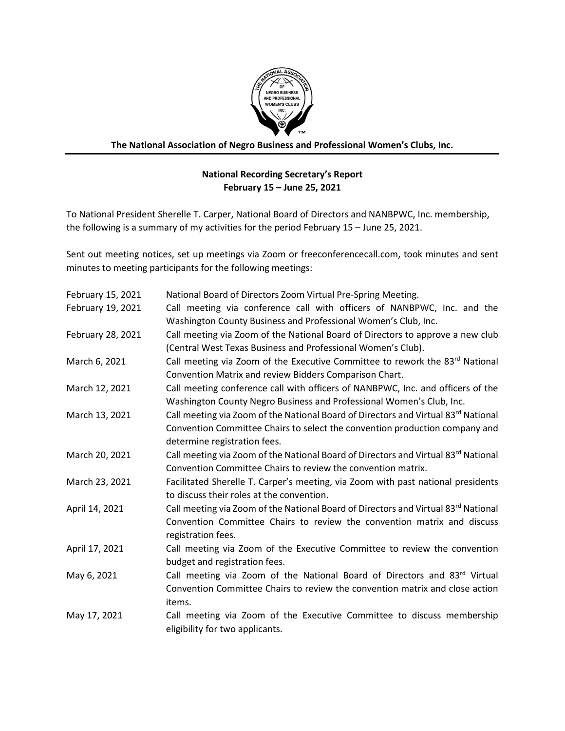**The National Association of Negro Business and Professional Women's Clubs, Inc.**

---

**National Recording Secretary's Report**
**February 15 – June 25, 2021**

To National President Sherelle T. Carper, National Board of Directors and NANBPWC, Inc. membership, the following is a summary of my activities for the period February 15 – June 25, 2021.

Sent out meeting notices, set up meetings via Zoom or freeconferencecall.com, took minutes and sent minutes to meeting participants for the following meetings:

| | |
|---|---|
| February 15, 2021 | National Board of Directors Zoom Virtual Pre-Spring Meeting. |
| February 19, 2021 | Call meeting via conference call with officers of NANBPWC, Inc. and the Washington County Business and Professional Women's Club, Inc. |
| February 28, 2021 | Call meeting via Zoom of the National Board of Directors to approve a new club (Central West Texas Business and Professional Women's Club). |
| March 6, 2021 | Call meeting via Zoom of the Executive Committee to rework the 83rd National Convention Matrix and review Bidders Comparison Chart. |
| March 12, 2021 | Call meeting conference call with officers of NANBPWC, Inc. and officers of the Washington County Negro Business and Professional Women's Club, Inc. |
| March 13, 2021 | Call meeting via Zoom of the National Board of Directors and Virtual 83rd National Convention Committee Chairs to select the convention production company and determine registration fees. |
| March 20, 2021 | Call meeting via Zoom of the National Board of Directors and Virtual 83rd National Convention Committee Chairs to review the convention matrix. |
| March 23, 2021 | Facilitated Sherelle T. Carper's meeting, via Zoom with past national presidents to discuss their roles at the convention. |
| April 14, 2021 | Call meeting via Zoom of the National Board of Directors and Virtual 83rd National Convention Committee Chairs to review the convention matrix and discuss registration fees. |
| April 17, 2021 | Call meeting via Zoom of the Executive Committee to review the convention budget and registration fees. |
| May 6, 2021 | Call meeting via Zoom of the National Board of Directors and 83rd Virtual Convention Committee Chairs to review the convention matrix and close action items. |
| May 17, 2021 | Call meeting via Zoom of the Executive Committee to discuss membership eligibility for two applicants. |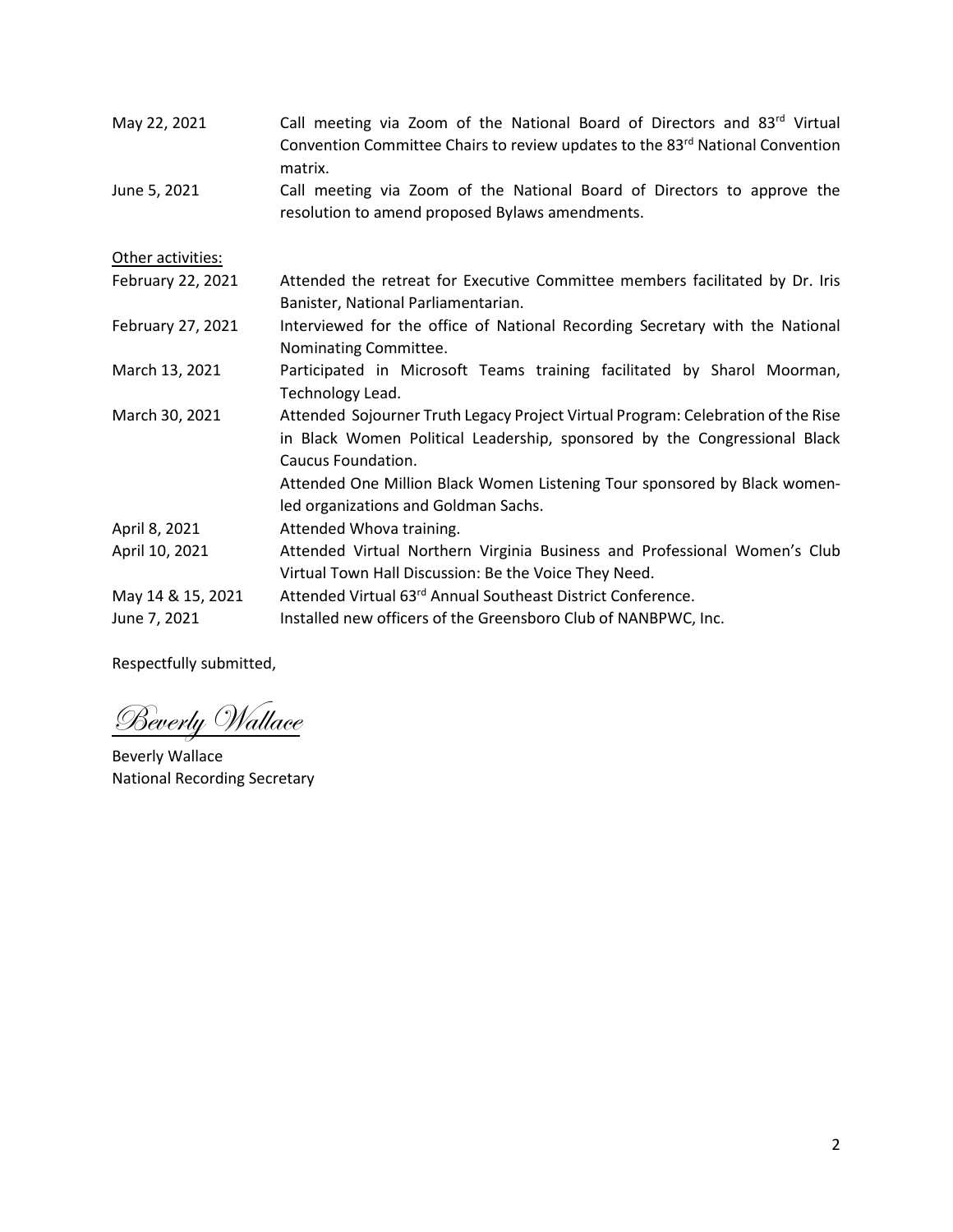| | |
|---|---|
| May 22, 2021 | Call meeting via Zoom of the National Board of Directors and 83rd Virtual Convention Committee Chairs to review updates to the 83rd National Convention matrix. |
| June 5, 2021 | Call meeting via Zoom of the National Board of Directors to approve the resolution to amend proposed Bylaws amendments. |

<u>Other activities:</u>

| | |
|---|---|
| February 22, 2021 | Attended the retreat for Executive Committee members facilitated by Dr. Iris Banister, National Parliamentarian. |
| February 27, 2021 | Interviewed for the office of National Recording Secretary with the National Nominating Committee. |
| March 13, 2021 | Participated in Microsoft Teams training facilitated by Sharol Moorman, Technology Lead. |
| March 30, 2021 | Attended Sojourner Truth Legacy Project Virtual Program: Celebration of the Rise in Black Women Political Leadership, sponsored by the Congressional Black Caucus Foundation. |
| | Attended One Million Black Women Listening Tour sponsored by Black women-led organizations and Goldman Sachs. |
| April 8, 2021 | Attended Whova training. |
| April 10, 2021 | Attended Virtual Northern Virginia Business and Professional Women's Club Virtual Town Hall Discussion: Be the Voice They Need. |
| May 14 & 15, 2021 | Attended Virtual 63rd Annual Southeast District Conference. |
| June 7, 2021 | Installed new officers of the Greensboro Club of NANBPWC, Inc. |

Respectfully submitted,

*Beverly Wallace*

Beverly Wallace
National Recording Secretary